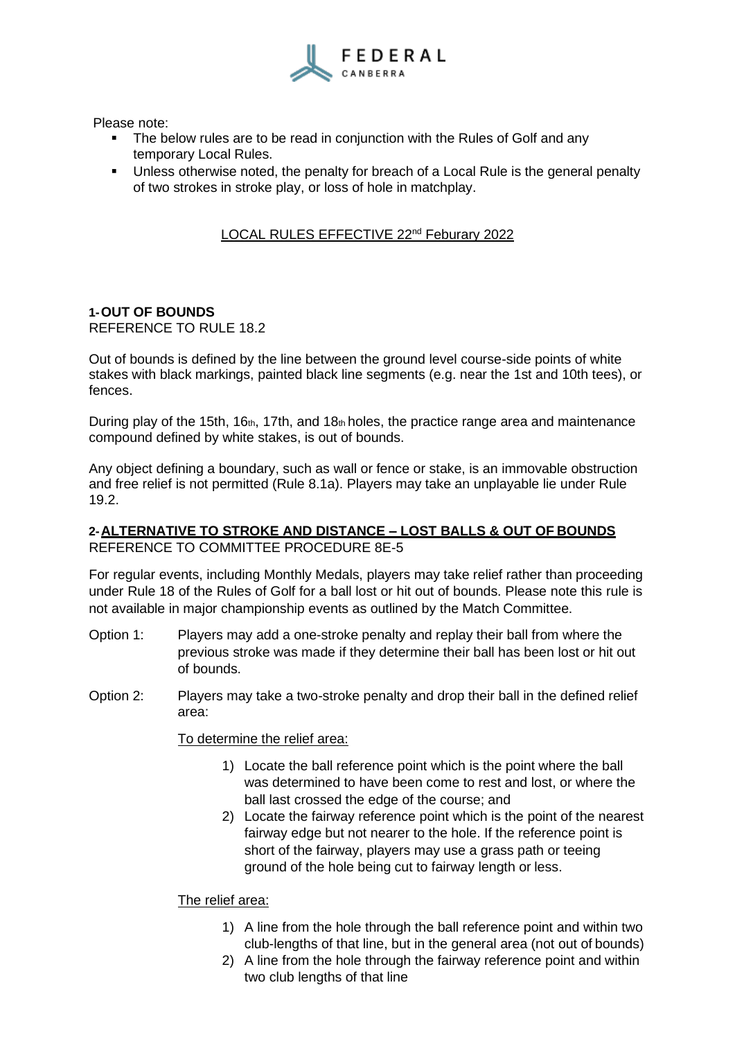FEDERAL
CANBERRA

Please note:

- The below rules are to be read in conjunction with the Rules of Golf and any temporary Local Rules.
- Unless otherwise noted, the penalty for breach of a Local Rule is the general penalty of two strokes in stroke play, or loss of hole in matchplay.

LOCAL RULES EFFECTIVE 22nd Feburary 2022

**1- OUT OF BOUNDS**
REFERENCE TO RULE 18.2

Out of bounds is defined by the line between the ground level course-side points of white stakes with black markings, painted black line segments (e.g. near the 1st and 10th tees), or fences.

During play of the 15th, 16th, 17th, and 18th holes, the practice range area and maintenance compound defined by white stakes, is out of bounds.

Any object defining a boundary, such as wall or fence or stake, is an immovable obstruction and free relief is not permitted (Rule 8.1a). Players may take an unplayable lie under Rule 19.2.

**2- ALTERNATIVE TO STROKE AND DISTANCE – LOST BALLS & OUT OF BOUNDS**
REFERENCE TO COMMITTEE PROCEDURE 8E-5

For regular events, including Monthly Medals, players may take relief rather than proceeding under Rule 18 of the Rules of Golf for a ball lost or hit out of bounds. Please note this rule is not available in major championship events as outlined by the Match Committee.

Option 1: Players may add a one-stroke penalty and replay their ball from where the previous stroke was made if they determine their ball has been lost or hit out of bounds.

Option 2: Players may take a two-stroke penalty and drop their ball in the defined relief area:

To determine the relief area:

1) Locate the ball reference point which is the point where the ball was determined to have been come to rest and lost, or where the ball last crossed the edge of the course; and
2) Locate the fairway reference point which is the point of the nearest fairway edge but not nearer to the hole. If the reference point is short of the fairway, players may use a grass path or teeing ground of the hole being cut to fairway length or less.

The relief area:

1) A line from the hole through the ball reference point and within two club-lengths of that line, but in the general area (not out of bounds)
2) A line from the hole through the fairway reference point and within two club lengths of that line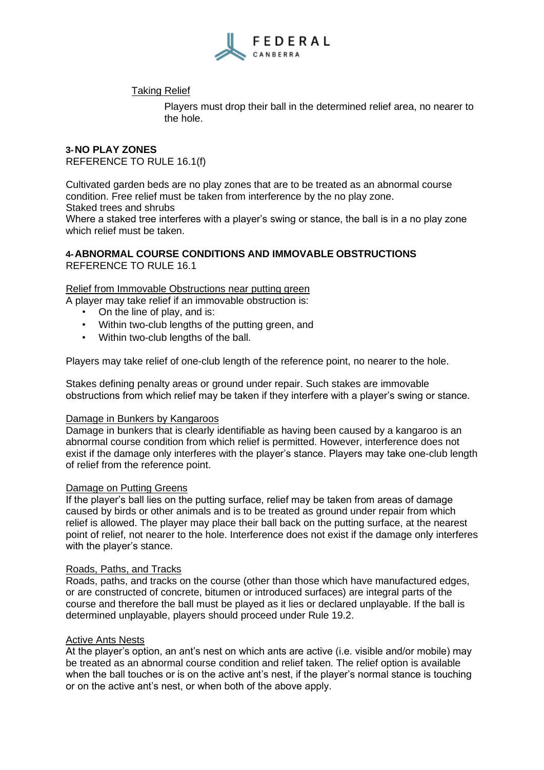Taking Relief

Players must drop their ball in the determined relief area, no nearer to the hole.

## 3- NO PLAY ZONES

REFERENCE TO RULE 16.1(f)

Cultivated garden beds are no play zones that are to be treated as an abnormal course condition. Free relief must be taken from interference by the no play zone.
Staked trees and shrubs
Where a staked tree interferes with a player's swing or stance, the ball is in a no play zone which relief must be taken.

## 4- ABNORMAL COURSE CONDITIONS AND IMMOVABLE OBSTRUCTIONS

REFERENCE TO RULE 16.1

Relief from Immovable Obstructions near putting green

A player may take relief if an immovable obstruction is:

- On the line of play, and is:
- Within two-club lengths of the putting green, and
- Within two-club lengths of the ball.

Players may take relief of one-club length of the reference point, no nearer to the hole.

Stakes defining penalty areas or ground under repair. Such stakes are immovable obstructions from which relief may be taken if they interfere with a player's swing or stance.

Damage in Bunkers by Kangaroos

Damage in bunkers that is clearly identifiable as having been caused by a kangaroo is an abnormal course condition from which relief is permitted. However, interference does not exist if the damage only interferes with the player's stance. Players may take one-club length of relief from the reference point.

Damage on Putting Greens

If the player's ball lies on the putting surface, relief may be taken from areas of damage caused by birds or other animals and is to be treated as ground under repair from which relief is allowed. The player may place their ball back on the putting surface, at the nearest point of relief, not nearer to the hole. Interference does not exist if the damage only interferes with the player's stance.

Roads, Paths, and Tracks

Roads, paths, and tracks on the course (other than those which have manufactured edges, or are constructed of concrete, bitumen or introduced surfaces) are integral parts of the course and therefore the ball must be played as it lies or declared unplayable. If the ball is determined unplayable, players should proceed under Rule 19.2.

Active Ants Nests

At the player's option, an ant's nest on which ants are active (i.e. visible and/or mobile) may be treated as an abnormal course condition and relief taken. The relief option is available when the ball touches or is on the active ant's nest, if the player's normal stance is touching or on the active ant's nest, or when both of the above apply.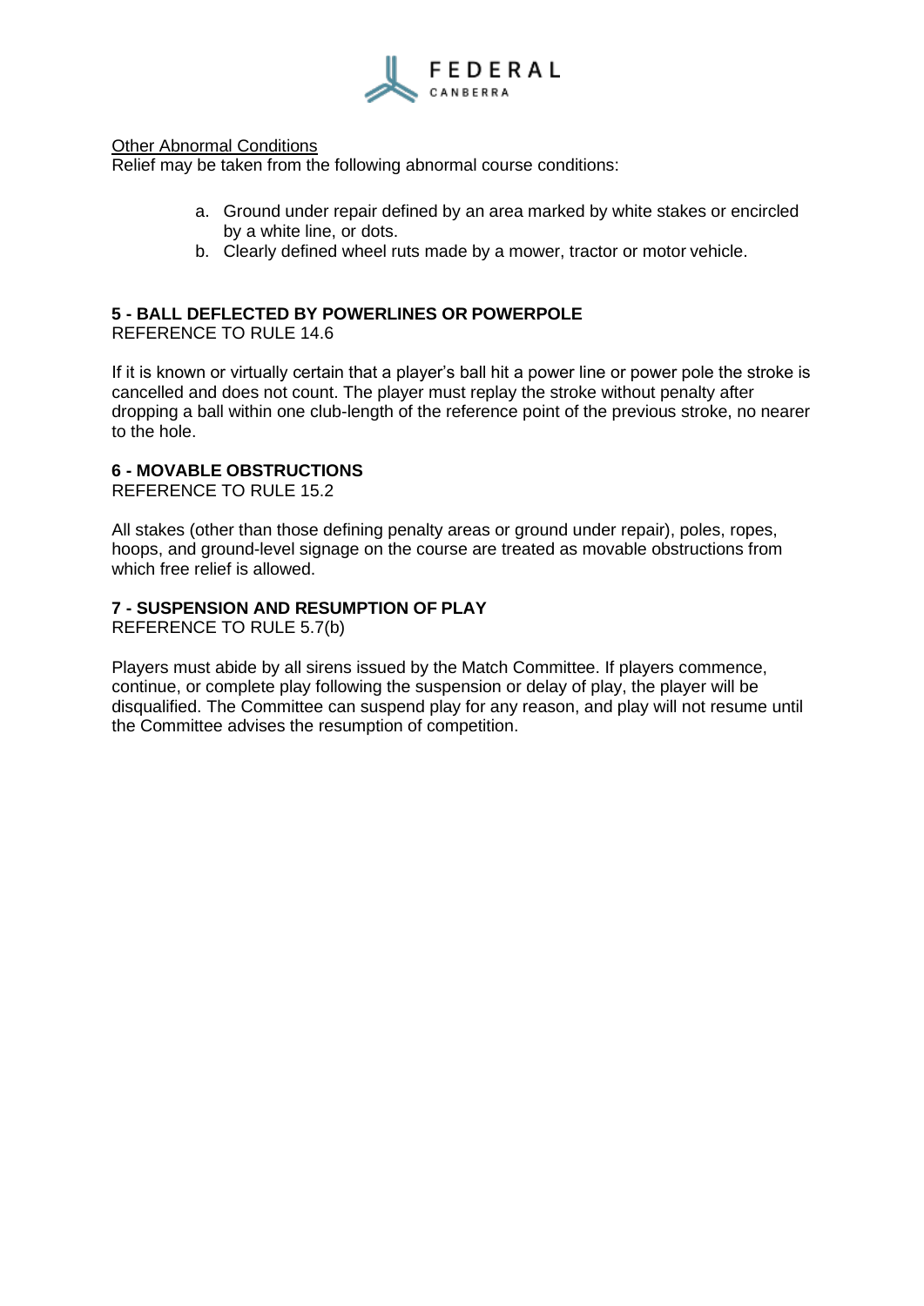Other Abnormal Conditions

Relief may be taken from the following abnormal course conditions:

a. Ground under repair defined by an area marked by white stakes or encircled by a white line, or dots.
b. Clearly defined wheel ruts made by a mower, tractor or motor vehicle.

## 5 - BALL DEFLECTED BY POWERLINES OR POWERPOLE

REFERENCE TO RULE 14.6

If it is known or virtually certain that a player's ball hit a power line or power pole the stroke is cancelled and does not count. The player must replay the stroke without penalty after dropping a ball within one club-length of the reference point of the previous stroke, no nearer to the hole.

## 6 - MOVABLE OBSTRUCTIONS

REFERENCE TO RULE 15.2

All stakes (other than those defining penalty areas or ground under repair), poles, ropes, hoops, and ground-level signage on the course are treated as movable obstructions from which free relief is allowed.

## 7 - SUSPENSION AND RESUMPTION OF PLAY

REFERENCE TO RULE 5.7(b)

Players must abide by all sirens issued by the Match Committee. If players commence, continue, or complete play following the suspension or delay of play, the player will be disqualified. The Committee can suspend play for any reason, and play will not resume until the Committee advises the resumption of competition.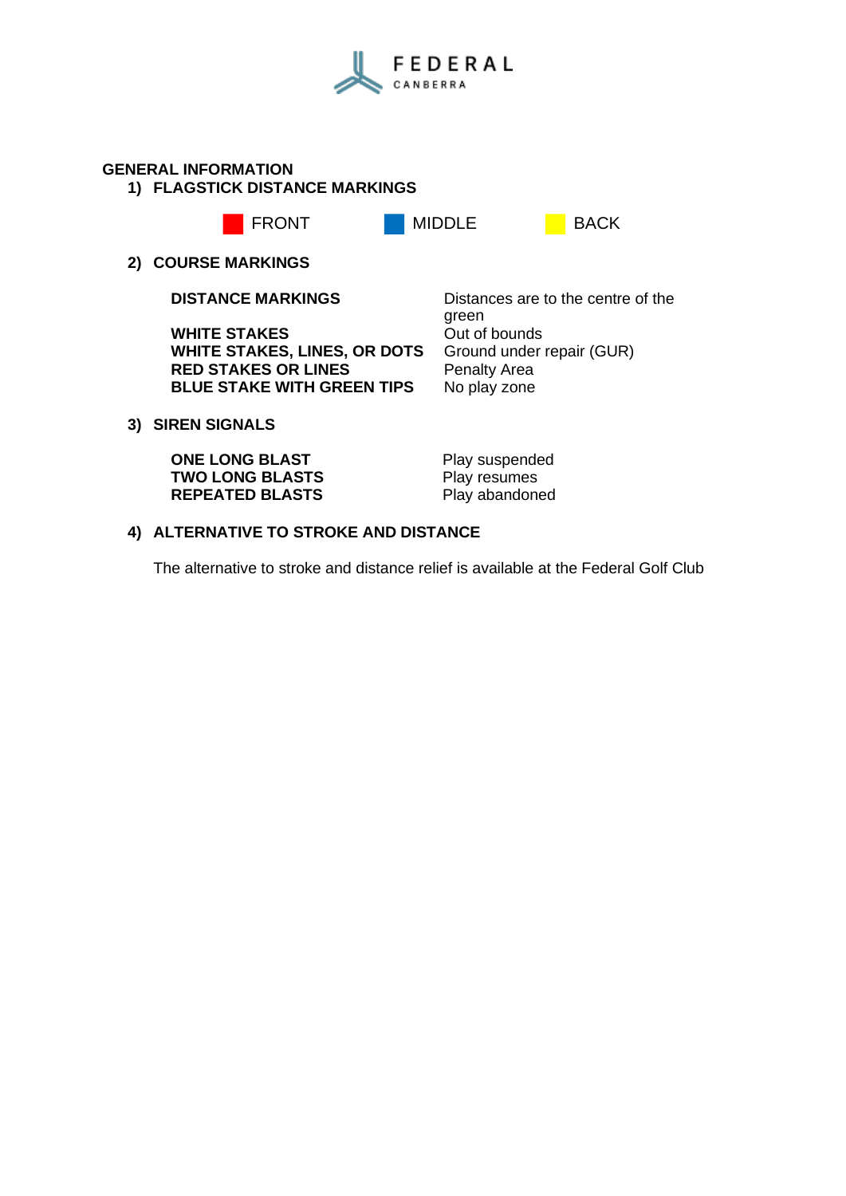FEDERAL
CANBERRA

## GENERAL INFORMATION

### 1) FLAGSTICK DISTANCE MARKINGS

| FRONT | MIDDLE | BACK |
|---|---|---|

### 2) COURSE MARKINGS

| | |
|---|---|
| **DISTANCE MARKINGS** | Distances are to the centre of the green |
| **WHITE STAKES** | Out of bounds |
| **WHITE STAKES, LINES, OR DOTS** | Ground under repair (GUR) |
| **RED STAKES OR LINES** | Penalty Area |
| **BLUE STAKE WITH GREEN TIPS** | No play zone |

### 3) SIREN SIGNALS

| | |
|---|---|
| **ONE LONG BLAST** | Play suspended |
| **TWO LONG BLASTS** | Play resumes |
| **REPEATED BLASTS** | Play abandoned |

### 4) ALTERNATIVE TO STROKE AND DISTANCE

The alternative to stroke and distance relief is available at the Federal Golf Club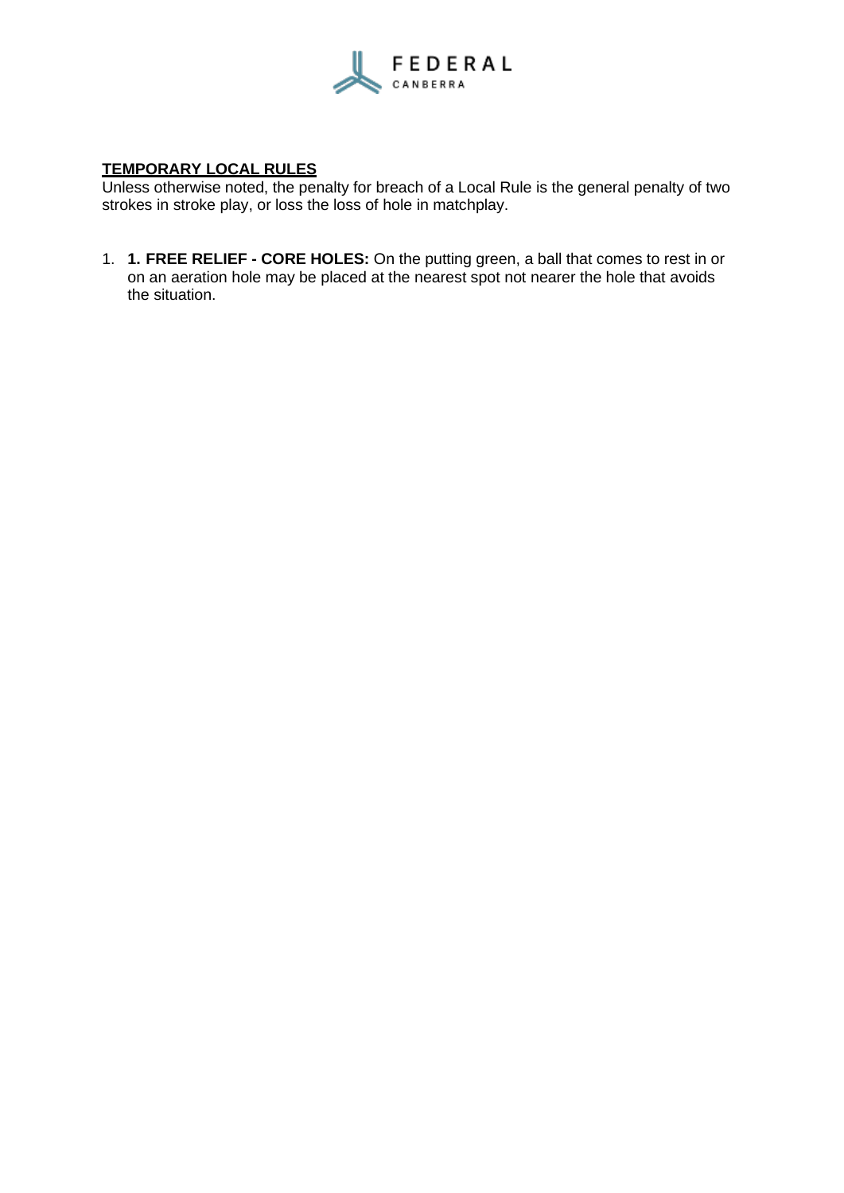FEDERAL
CANBERRA

## TEMPORARY LOCAL RULES

Unless otherwise noted, the penalty for breach of a Local Rule is the general penalty of two strokes in stroke play, or loss the loss of hole in matchplay.

1. **1. FREE RELIEF - CORE HOLES:** On the putting green, a ball that comes to rest in or on an aeration hole may be placed at the nearest spot not nearer the hole that avoids the situation.